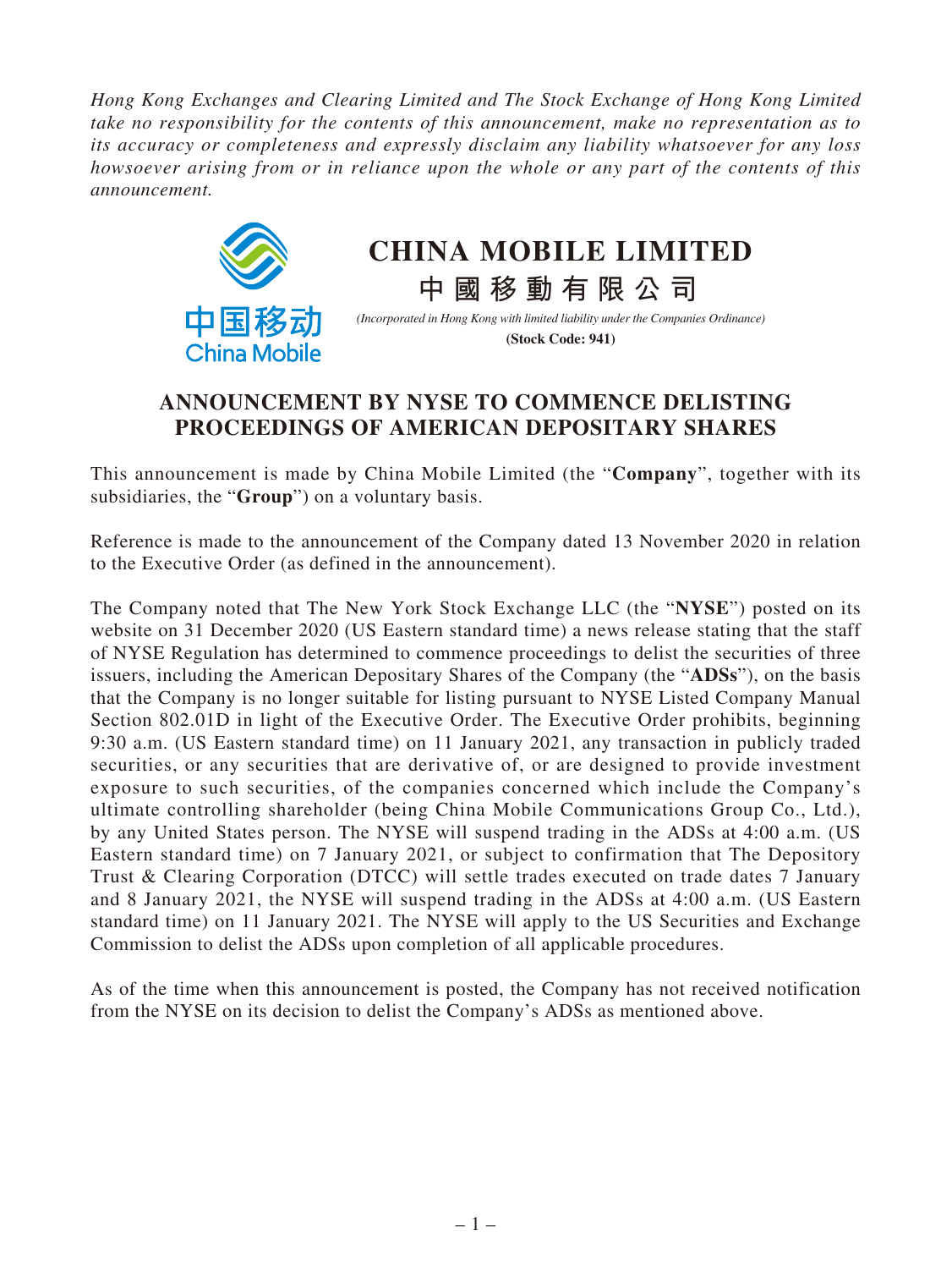*Hong Kong Exchanges and Clearing Limited and The Stock Exchange of Hong Kong Limited take no responsibility for the contents of this announcement, make no representation as to its accuracy or completeness and expressly disclaim any liability whatsoever for any loss howsoever arising from or in reliance upon the whole or any part of the contents of this announcement.*

# CHINA MOBILE LIMITED

# 中國移動有限公司

*(Incorporated in Hong Kong with limited liability under the Companies Ordinance)*

**(Stock Code: 941)**

## ANNOUNCEMENT BY NYSE TO COMMENCE DELISTING PROCEEDINGS OF AMERICAN DEPOSITARY SHARES

This announcement is made by China Mobile Limited (the "**Company**", together with its subsidiaries, the "**Group**") on a voluntary basis.

Reference is made to the announcement of the Company dated 13 November 2020 in relation to the Executive Order (as defined in the announcement).

The Company noted that The New York Stock Exchange LLC (the "**NYSE**") posted on its website on 31 December 2020 (US Eastern standard time) a news release stating that the staff of NYSE Regulation has determined to commence proceedings to delist the securities of three issuers, including the American Depositary Shares of the Company (the "**ADSs**"), on the basis that the Company is no longer suitable for listing pursuant to NYSE Listed Company Manual Section 802.01D in light of the Executive Order. The Executive Order prohibits, beginning 9:30 a.m. (US Eastern standard time) on 11 January 2021, any transaction in publicly traded securities, or any securities that are derivative of, or are designed to provide investment exposure to such securities, of the companies concerned which include the Company's ultimate controlling shareholder (being China Mobile Communications Group Co., Ltd.), by any United States person. The NYSE will suspend trading in the ADSs at 4:00 a.m. (US Eastern standard time) on 7 January 2021, or subject to confirmation that The Depository Trust & Clearing Corporation (DTCC) will settle trades executed on trade dates 7 January and 8 January 2021, the NYSE will suspend trading in the ADSs at 4:00 a.m. (US Eastern standard time) on 11 January 2021. The NYSE will apply to the US Securities and Exchange Commission to delist the ADSs upon completion of all applicable procedures.

As of the time when this announcement is posted, the Company has not received notification from the NYSE on its decision to delist the Company's ADSs as mentioned above.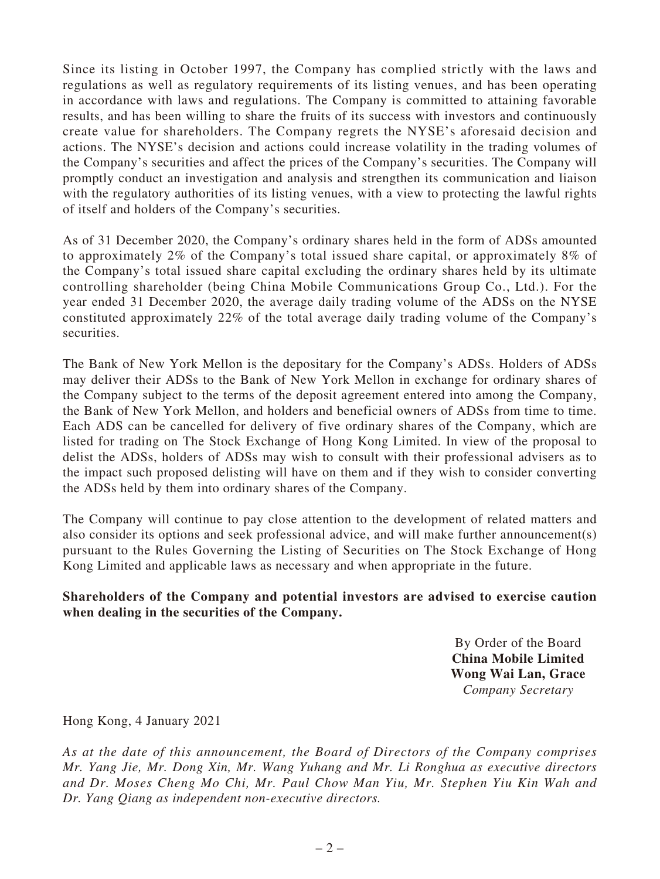Since its listing in October 1997, the Company has complied strictly with the laws and regulations as well as regulatory requirements of its listing venues, and has been operating in accordance with laws and regulations. The Company is committed to attaining favorable results, and has been willing to share the fruits of its success with investors and continuously create value for shareholders. The Company regrets the NYSE's aforesaid decision and actions. The NYSE's decision and actions could increase volatility in the trading volumes of the Company's securities and affect the prices of the Company's securities. The Company will promptly conduct an investigation and analysis and strengthen its communication and liaison with the regulatory authorities of its listing venues, with a view to protecting the lawful rights of itself and holders of the Company's securities.

As of 31 December 2020, the Company's ordinary shares held in the form of ADSs amounted to approximately 2% of the Company's total issued share capital, or approximately 8% of the Company's total issued share capital excluding the ordinary shares held by its ultimate controlling shareholder (being China Mobile Communications Group Co., Ltd.). For the year ended 31 December 2020, the average daily trading volume of the ADSs on the NYSE constituted approximately 22% of the total average daily trading volume of the Company's securities.

The Bank of New York Mellon is the depositary for the Company's ADSs. Holders of ADSs may deliver their ADSs to the Bank of New York Mellon in exchange for ordinary shares of the Company subject to the terms of the deposit agreement entered into among the Company, the Bank of New York Mellon, and holders and beneficial owners of ADSs from time to time. Each ADS can be cancelled for delivery of five ordinary shares of the Company, which are listed for trading on The Stock Exchange of Hong Kong Limited. In view of the proposal to delist the ADSs, holders of ADSs may wish to consult with their professional advisers as to the impact such proposed delisting will have on them and if they wish to consider converting the ADSs held by them into ordinary shares of the Company.

The Company will continue to pay close attention to the development of related matters and also consider its options and seek professional advice, and will make further announcement(s) pursuant to the Rules Governing the Listing of Securities on The Stock Exchange of Hong Kong Limited and applicable laws as necessary and when appropriate in the future.

**Shareholders of the Company and potential investors are advised to exercise caution when dealing in the securities of the Company.**

By Order of the Board
**China Mobile Limited**
**Wong Wai Lan, Grace**
*Company Secretary*

Hong Kong, 4 January 2021

*As at the date of this announcement, the Board of Directors of the Company comprises Mr. Yang Jie, Mr. Dong Xin, Mr. Wang Yuhang and Mr. Li Ronghua as executive directors and Dr. Moses Cheng Mo Chi, Mr. Paul Chow Man Yiu, Mr. Stephen Yiu Kin Wah and Dr. Yang Qiang as independent non-executive directors.*